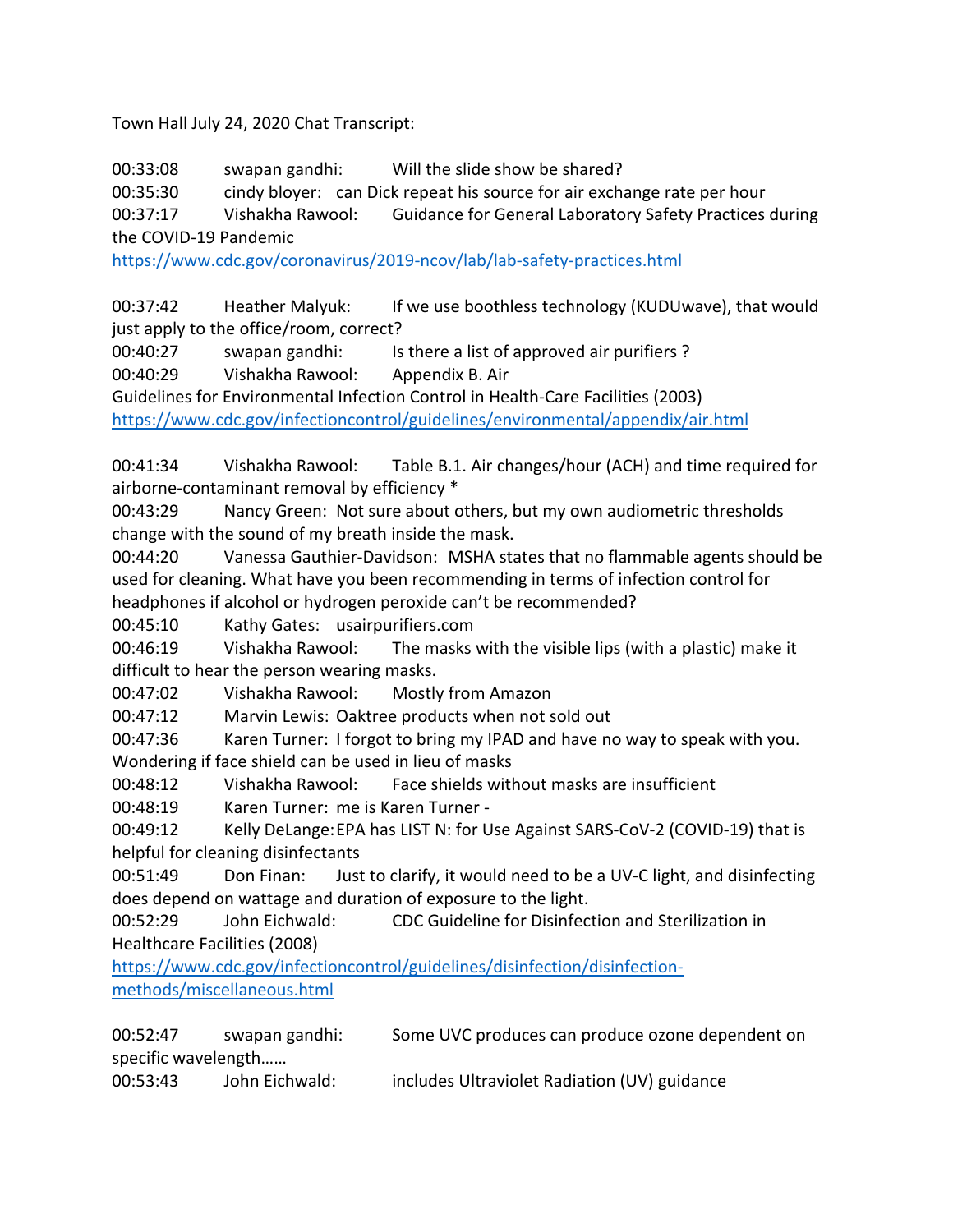Town Hall July 24, 2020 Chat Transcript:

00:33:08 swapan gandhi: Will the slide show be shared?

00:35:30 cindy bloyer: can Dick repeat his source for air exchange rate per hour

00:37:17 Vishakha Rawool: Guidance for General Laboratory Safety Practices during the COVID-19 Pandemic
https://www.cdc.gov/coronavirus/2019-ncov/lab/lab-safety-practices.html

00:37:42 Heather Malyuk: If we use boothless technology (KUDUwave), that would just apply to the office/room, correct?

00:40:27 swapan gandhi: Is there a list of approved air purifiers ?

00:40:29 Vishakha Rawool: Appendix B. Air
Guidelines for Environmental Infection Control in Health-Care Facilities (2003)
https://www.cdc.gov/infectioncontrol/guidelines/environmental/appendix/air.html

00:41:34 Vishakha Rawool: Table B.1. Air changes/hour (ACH) and time required for airborne-contaminant removal by efficiency *

00:43:29 Nancy Green: Not sure about others, but my own audiometric thresholds change with the sound of my breath inside the mask.

00:44:20 Vanessa Gauthier-Davidson: MSHA states that no flammable agents should be used for cleaning. What have you been recommending in terms of infection control for headphones if alcohol or hydrogen peroxide can't be recommended?

00:45:10 Kathy Gates: usairpurifiers.com

00:46:19 Vishakha Rawool: The masks with the visible lips (with a plastic) make it difficult to hear the person wearing masks.

00:47:02 Vishakha Rawool: Mostly from Amazon

00:47:12 Marvin Lewis: Oaktree products when not sold out

00:47:36 Karen Turner: I forgot to bring my IPAD and have no way to speak with you. Wondering if face shield can be used in lieu of masks

00:48:12 Vishakha Rawool: Face shields without masks are insufficient

00:48:19 Karen Turner: me is Karen Turner -

00:49:12 Kelly DeLange: EPA has LIST N: for Use Against SARS-CoV-2 (COVID-19) that is helpful for cleaning disinfectants

00:51:49 Don Finan: Just to clarify, it would need to be a UV-C light, and disinfecting does depend on wattage and duration of exposure to the light.

00:52:29 John Eichwald: CDC Guideline for Disinfection and Sterilization in Healthcare Facilities (2008)
https://www.cdc.gov/infectioncontrol/guidelines/disinfection/disinfection-methods/miscellaneous.html

00:52:47 swapan gandhi: Some UVC produces can produce ozone dependent on specific wavelength……

00:53:43 John Eichwald: includes Ultraviolet Radiation (UV) guidance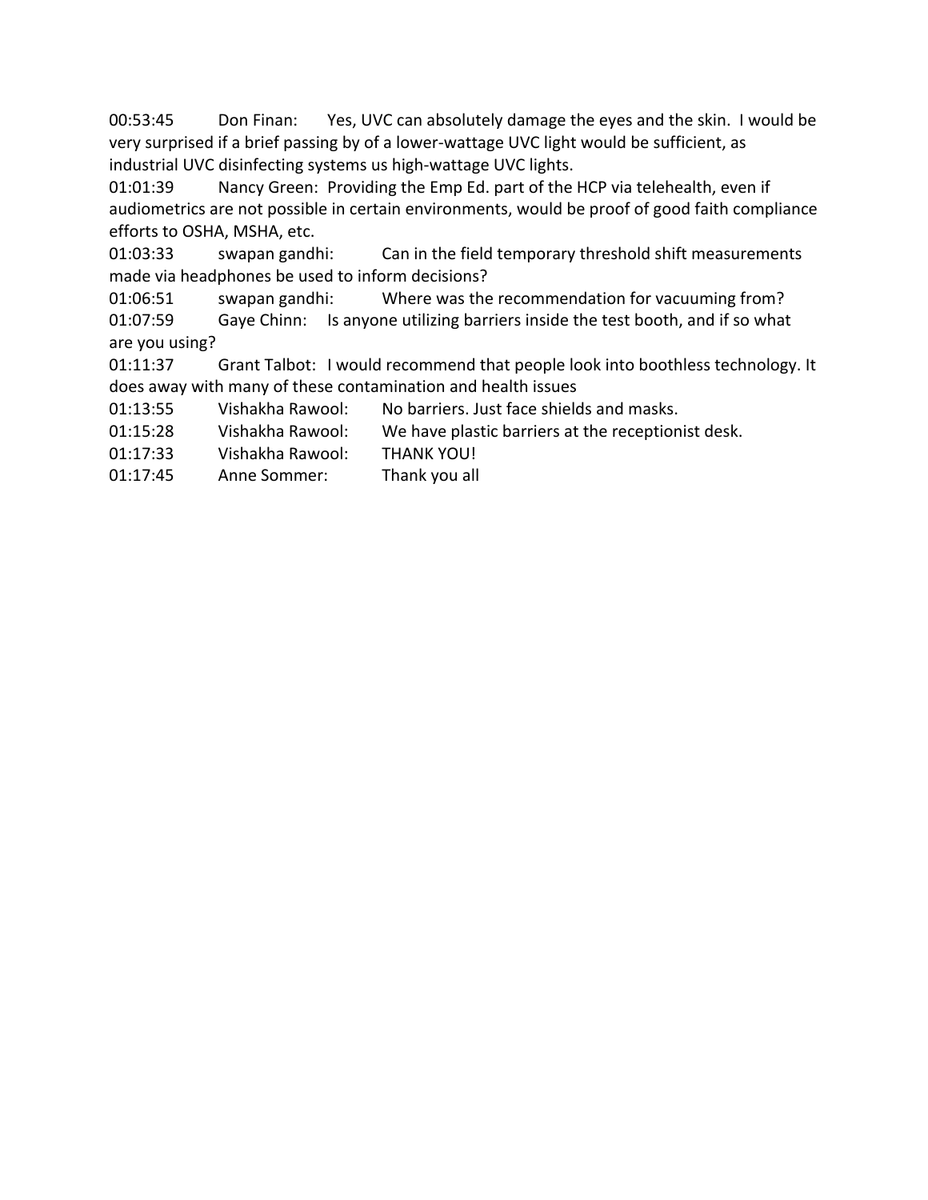00:53:45 Don Finan: Yes, UVC can absolutely damage the eyes and the skin. I would be very surprised if a brief passing by of a lower-wattage UVC light would be sufficient, as industrial UVC disinfecting systems us high-wattage UVC lights.

01:01:39 Nancy Green: Providing the Emp Ed. part of the HCP via telehealth, even if audiometrics are not possible in certain environments, would be proof of good faith compliance efforts to OSHA, MSHA, etc.

01:03:33 swapan gandhi: Can in the field temporary threshold shift measurements made via headphones be used to inform decisions?

01:06:51 swapan gandhi: Where was the recommendation for vacuuming from?

01:07:59 Gaye Chinn: Is anyone utilizing barriers inside the test booth, and if so what are you using?

01:11:37 Grant Talbot: I would recommend that people look into boothless technology. It does away with many of these contamination and health issues

01:13:55 Vishakha Rawool: No barriers. Just face shields and masks.

01:15:28 Vishakha Rawool: We have plastic barriers at the receptionist desk.

01:17:33 Vishakha Rawool: THANK YOU!

01:17:45 Anne Sommer: Thank you all